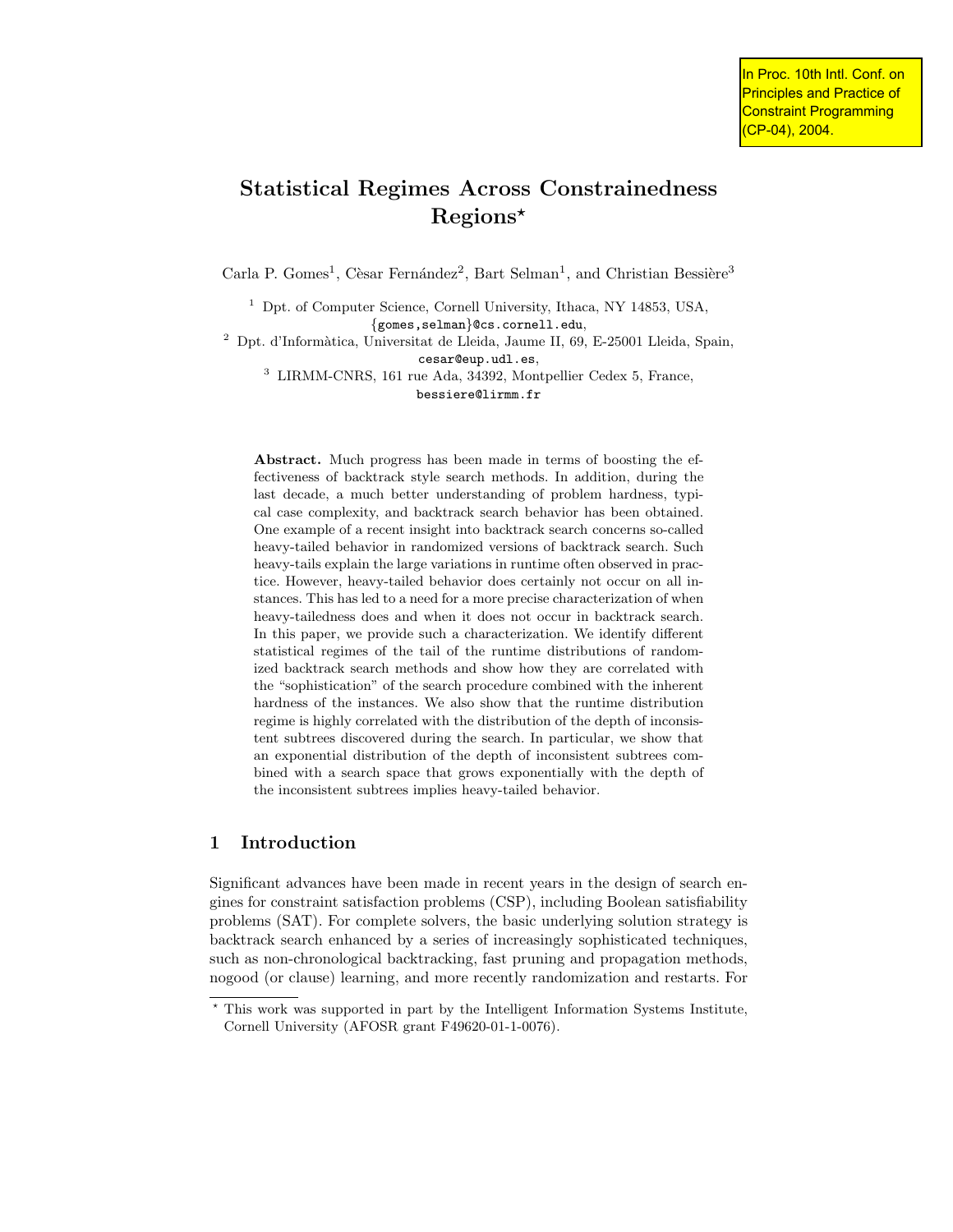In Proc. 10th Intl. Conf. on Principles and Practice of Constraint Programming (CP-04), 2004.

# Statistical Regimes Across Constrainedness Regions*

Carla P. Gomes[1], Cèsar Fernández[2], Bart Selman[1], and Christian Bessière[3]

[1] Dpt. of Computer Science, Cornell University, Ithaca, NY 14853, USA, {gomes,selman}@cs.cornell.edu,
[2] Dpt. d'Informàtica, Universitat de Lleida, Jaume II, 69, E-25001 Lleida, Spain, cesar@eup.udl.es,
[3] LIRMM-CNRS, 161 rue Ada, 34392, Montpellier Cedex 5, France, bessiere@lirmm.fr

**Abstract.** Much progress has been made in terms of boosting the effectiveness of backtrack style search methods. In addition, during the last decade, a much better understanding of problem hardness, typical case complexity, and backtrack search behavior has been obtained. One example of a recent insight into backtrack search concerns so-called heavy-tailed behavior in randomized versions of backtrack search. Such heavy-tails explain the large variations in runtime often observed in practice. However, heavy-tailed behavior does certainly not occur on all instances. This has led to a need for a more precise characterization of when heavy-tailedness does and when it does not occur in backtrack search. In this paper, we provide such a characterization. We identify different statistical regimes of the tail of the runtime distributions of randomized backtrack search methods and show how they are correlated with the "sophistication" of the search procedure combined with the inherent hardness of the instances. We also show that the runtime distribution regime is highly correlated with the distribution of the depth of inconsistent subtrees discovered during the search. In particular, we show that an exponential distribution of the depth of inconsistent subtrees combined with a search space that grows exponentially with the depth of the inconsistent subtrees implies heavy-tailed behavior.

## 1 Introduction

Significant advances have been made in recent years in the design of search engines for constraint satisfaction problems (CSP), including Boolean satisfiability problems (SAT). For complete solvers, the basic underlying solution strategy is backtrack search enhanced by a series of increasingly sophisticated techniques, such as non-chronological backtracking, fast pruning and propagation methods, nogood (or clause) learning, and more recently randomization and restarts. For

* This work was supported in part by the Intelligent Information Systems Institute, Cornell University (AFOSR grant F49620-01-1-0076).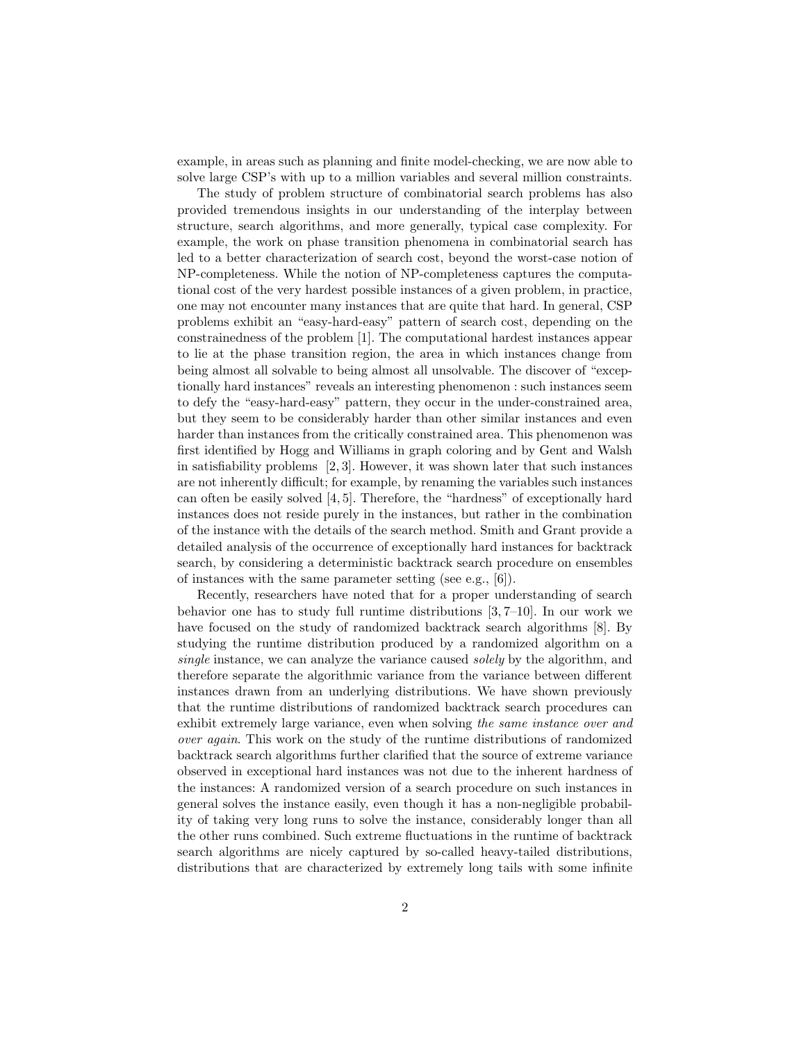example, in areas such as planning and finite model-checking, we are now able to solve large CSP's with up to a million variables and several million constraints.

The study of problem structure of combinatorial search problems has also provided tremendous insights in our understanding of the interplay between structure, search algorithms, and more generally, typical case complexity. For example, the work on phase transition phenomena in combinatorial search has led to a better characterization of search cost, beyond the worst-case notion of NP-completeness. While the notion of NP-completeness captures the computational cost of the very hardest possible instances of a given problem, in practice, one may not encounter many instances that are quite that hard. In general, CSP problems exhibit an "easy-hard-easy" pattern of search cost, depending on the constrainedness of the problem [1]. The computational hardest instances appear to lie at the phase transition region, the area in which instances change from being almost all solvable to being almost all unsolvable. The discover of "exceptionally hard instances" reveals an interesting phenomenon : such instances seem to defy the "easy-hard-easy" pattern, they occur in the under-constrained area, but they seem to be considerably harder than other similar instances and even harder than instances from the critically constrained area. This phenomenon was first identified by Hogg and Williams in graph coloring and by Gent and Walsh in satisfiability problems [2, 3]. However, it was shown later that such instances are not inherently difficult; for example, by renaming the variables such instances can often be easily solved [4, 5]. Therefore, the "hardness" of exceptionally hard instances does not reside purely in the instances, but rather in the combination of the instance with the details of the search method. Smith and Grant provide a detailed analysis of the occurrence of exceptionally hard instances for backtrack search, by considering a deterministic backtrack search procedure on ensembles of instances with the same parameter setting (see e.g., [6]).

Recently, researchers have noted that for a proper understanding of search behavior one has to study full runtime distributions [3, 7–10]. In our work we have focused on the study of randomized backtrack search algorithms [8]. By studying the runtime distribution produced by a randomized algorithm on a *single* instance, we can analyze the variance caused *solely* by the algorithm, and therefore separate the algorithmic variance from the variance between different instances drawn from an underlying distributions. We have shown previously that the runtime distributions of randomized backtrack search procedures can exhibit extremely large variance, even when solving *the same instance over and over again*. This work on the study of the runtime distributions of randomized backtrack search algorithms further clarified that the source of extreme variance observed in exceptional hard instances was not due to the inherent hardness of the instances: A randomized version of a search procedure on such instances in general solves the instance easily, even though it has a non-negligible probability of taking very long runs to solve the instance, considerably longer than all the other runs combined. Such extreme fluctuations in the runtime of backtrack search algorithms are nicely captured by so-called heavy-tailed distributions, distributions that are characterized by extremely long tails with some infinite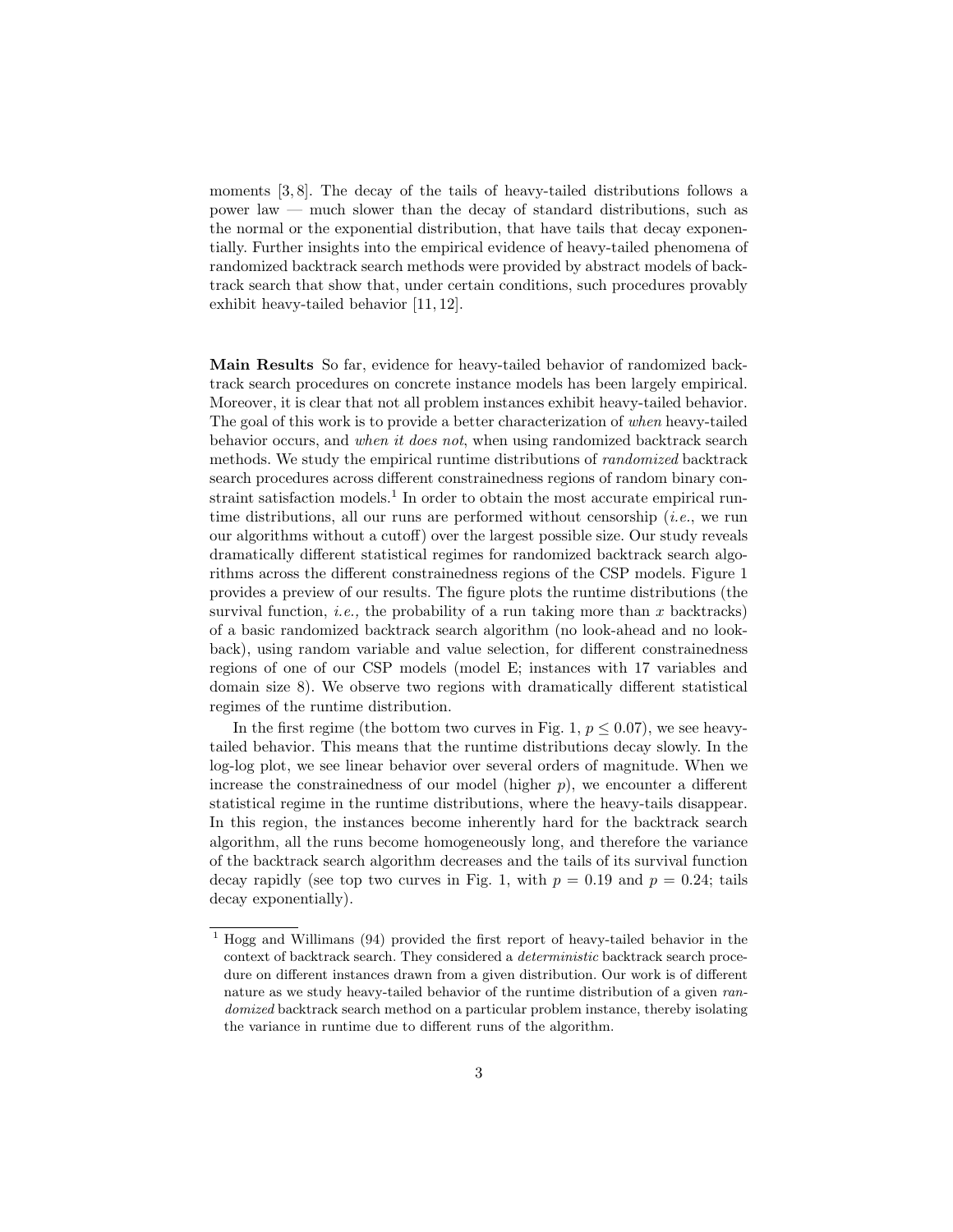moments [3, 8]. The decay of the tails of heavy-tailed distributions follows a power law — much slower than the decay of standard distributions, such as the normal or the exponential distribution, that have tails that decay exponentially. Further insights into the empirical evidence of heavy-tailed phenomena of randomized backtrack search methods were provided by abstract models of backtrack search that show that, under certain conditions, such procedures provably exhibit heavy-tailed behavior [11, 12].

**Main Results** So far, evidence for heavy-tailed behavior of randomized backtrack search procedures on concrete instance models has been largely empirical. Moreover, it is clear that not all problem instances exhibit heavy-tailed behavior. The goal of this work is to provide a better characterization of *when* heavy-tailed behavior occurs, and *when it does not*, when using randomized backtrack search methods. We study the empirical runtime distributions of *randomized* backtrack search procedures across different constrainedness regions of random binary constraint satisfaction models.[1] In order to obtain the most accurate empirical runtime distributions, all our runs are performed without censorship (*i.e.*, we run our algorithms without a cutoff) over the largest possible size. Our study reveals dramatically different statistical regimes for randomized backtrack search algorithms across the different constrainedness regions of the CSP models. Figure 1 provides a preview of our results. The figure plots the runtime distributions (the survival function, *i.e.,* the probability of a run taking more than $x$ backtracks) of a basic randomized backtrack search algorithm (no look-ahead and no look-back), using random variable and value selection, for different constrainedness regions of one of our CSP models (model E; instances with 17 variables and domain size 8). We observe two regions with dramatically different statistical regimes of the runtime distribution.

In the first regime (the bottom two curves in Fig. 1, $p \leq 0.07$), we see heavy-tailed behavior. This means that the runtime distributions decay slowly. In the log-log plot, we see linear behavior over several orders of magnitude. When we increase the constrainedness of our model (higher $p$), we encounter a different statistical regime in the runtime distributions, where the heavy-tails disappear. In this region, the instances become inherently hard for the backtrack search algorithm, all the runs become homogeneously long, and therefore the variance of the backtrack search algorithm decreases and the tails of its survival function decay rapidly (see top two curves in Fig. 1, with $p = 0.19$ and $p = 0.24$; tails decay exponentially).

[1] Hogg and Willimans (94) provided the first report of heavy-tailed behavior in the context of backtrack search. They considered a *deterministic* backtrack search procedure on different instances drawn from a given distribution. Our work is of different nature as we study heavy-tailed behavior of the runtime distribution of a given *randomized* backtrack search method on a particular problem instance, thereby isolating the variance in runtime due to different runs of the algorithm.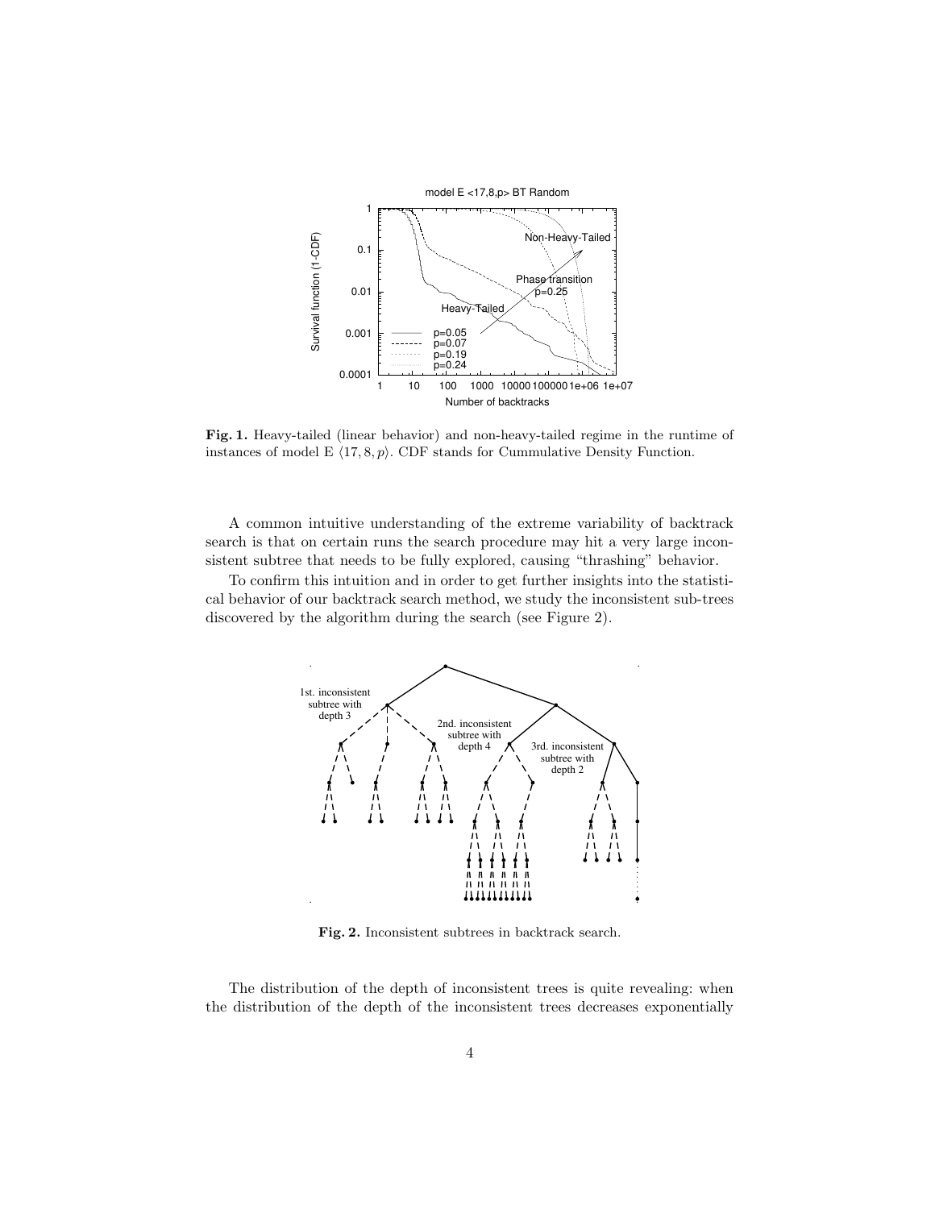**Fig. 1.** Heavy-tailed (linear behavior) and non-heavy-tailed regime in the runtime of instances of model E $\langle 17, 8, p \rangle$. CDF stands for Cummulative Density Function.

A common intuitive understanding of the extreme variability of backtrack search is that on certain runs the search procedure may hit a very large inconsistent subtree that needs to be fully explored, causing "thrashing" behavior.

To confirm this intuition and in order to get further insights into the statistical behavior of our backtrack search method, we study the inconsistent sub-trees discovered by the algorithm during the search (see Figure 2).

**Fig. 2.** Inconsistent subtrees in backtrack search.

The distribution of the depth of inconsistent trees is quite revealing: when the distribution of the depth of the inconsistent trees decreases exponentially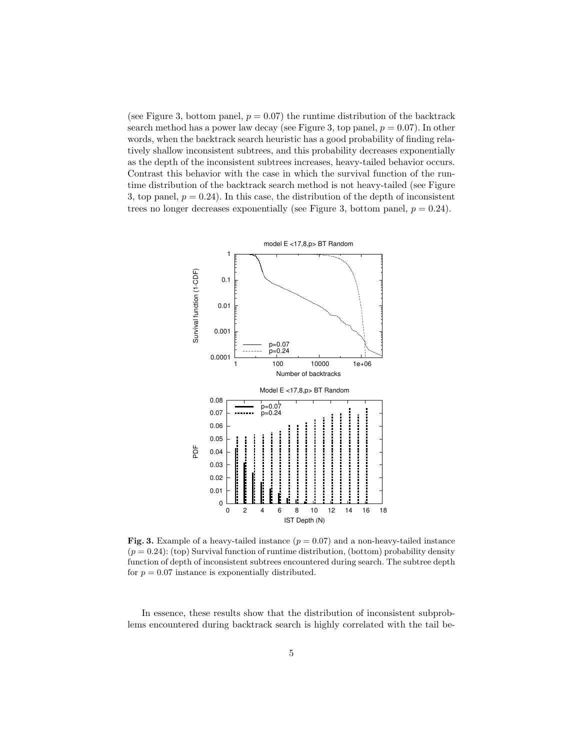(see Figure 3, bottom panel, $p = 0.07$) the runtime distribution of the backtrack search method has a power law decay (see Figure 3, top panel, $p = 0.07$). In other words, when the backtrack search heuristic has a good probability of finding relatively shallow inconsistent subtrees, and this probability decreases exponentially as the depth of the inconsistent subtrees increases, heavy-tailed behavior occurs. Contrast this behavior with the case in which the survival function of the runtime distribution of the backtrack search method is not heavy-tailed (see Figure 3, top panel, $p = 0.24$). In this case, the distribution of the depth of inconsistent trees no longer decreases exponentially (see Figure 3, bottom panel, $p = 0.24$).

**Fig. 3.** Example of a heavy-tailed instance ($p = 0.07$) and a non-heavy-tailed instance ($p = 0.24$): (top) Survival function of runtime distribution, (bottom) probability density function of depth of inconsistent subtrees encountered during search. The subtree depth for $p = 0.07$ instance is exponentially distributed.

In essence, these results show that the distribution of inconsistent subproblems encountered during backtrack search is highly correlated with the tail be-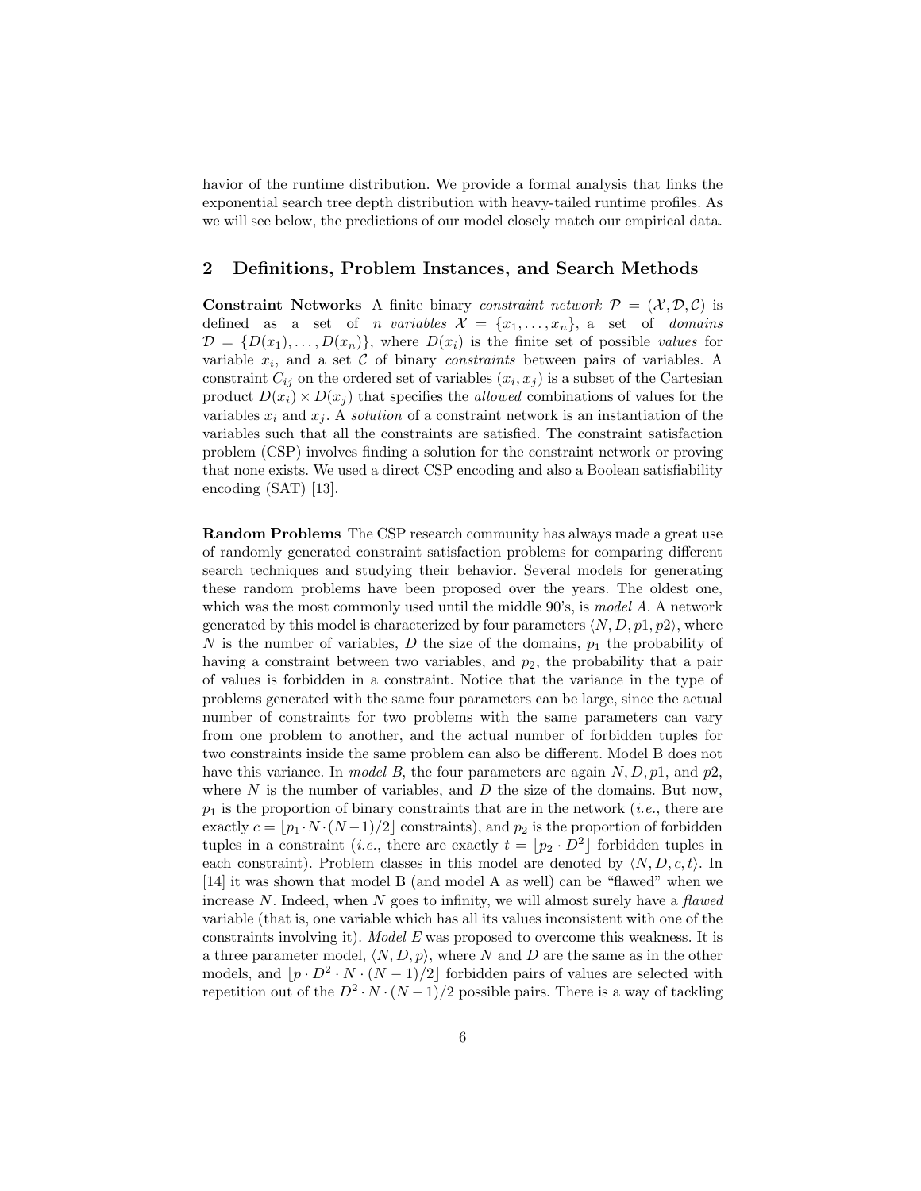havior of the runtime distribution. We provide a formal analysis that links the exponential search tree depth distribution with heavy-tailed runtime profiles. As we will see below, the predictions of our model closely match our empirical data.

## 2 Definitions, Problem Instances, and Search Methods

**Constraint Networks** A finite binary *constraint network* $\mathcal{P} = (\mathcal{X}, \mathcal{D}, \mathcal{C})$ is defined as a set of $n$ *variables* $\mathcal{X} = \{x_1, \ldots, x_n\}$, a set of *domains* $\mathcal{D} = \{D(x_1), \ldots, D(x_n)\}$, where $D(x_i)$ is the finite set of possible *values* for variable $x_i$, and a set $\mathcal{C}$ of binary *constraints* between pairs of variables. A constraint $C_{ij}$ on the ordered set of variables $(x_i, x_j)$ is a subset of the Cartesian product $D(x_i) \times D(x_j)$ that specifies the *allowed* combinations of values for the variables $x_i$ and $x_j$. A *solution* of a constraint network is an instantiation of the variables such that all the constraints are satisfied. The constraint satisfaction problem (CSP) involves finding a solution for the constraint network or proving that none exists. We used a direct CSP encoding and also a Boolean satisfiability encoding (SAT) [13].

**Random Problems** The CSP research community has always made a great use of randomly generated constraint satisfaction problems for comparing different search techniques and studying their behavior. Several models for generating these random problems have been proposed over the years. The oldest one, which was the most commonly used until the middle 90's, is *model A*. A network generated by this model is characterized by four parameters $\langle N, D, p1, p2 \rangle$, where $N$ is the number of variables, $D$ the size of the domains, $p_1$ the probability of having a constraint between two variables, and $p_2$, the probability that a pair of values is forbidden in a constraint. Notice that the variance in the type of problems generated with the same four parameters can be large, since the actual number of constraints for two problems with the same parameters can vary from one problem to another, and the actual number of forbidden tuples for two constraints inside the same problem can also be different. Model B does not have this variance. In *model B*, the four parameters are again $N, D, p1$, and $p2$, where $N$ is the number of variables, and $D$ the size of the domains. But now, $p_1$ is the proportion of binary constraints that are in the network (*i.e.*, there are exactly $c = \lfloor p_1 \cdot N \cdot (N-1)/2 \rfloor$ constraints), and $p_2$ is the proportion of forbidden tuples in a constraint (*i.e.*, there are exactly $t = \lfloor p_2 \cdot D^2 \rfloor$ forbidden tuples in each constraint). Problem classes in this model are denoted by $\langle N, D, c, t \rangle$. In [14] it was shown that model B (and model A as well) can be "flawed" when we increase $N$. Indeed, when $N$ goes to infinity, we will almost surely have a *flawed* variable (that is, one variable which has all its values inconsistent with one of the constraints involving it). *Model E* was proposed to overcome this weakness. It is a three parameter model, $\langle N, D, p \rangle$, where $N$ and $D$ are the same as in the other models, and $\lfloor p \cdot D^2 \cdot N \cdot (N-1)/2 \rfloor$ forbidden pairs of values are selected with repetition out of the $D^2 \cdot N \cdot (N-1)/2$ possible pairs. There is a way of tackling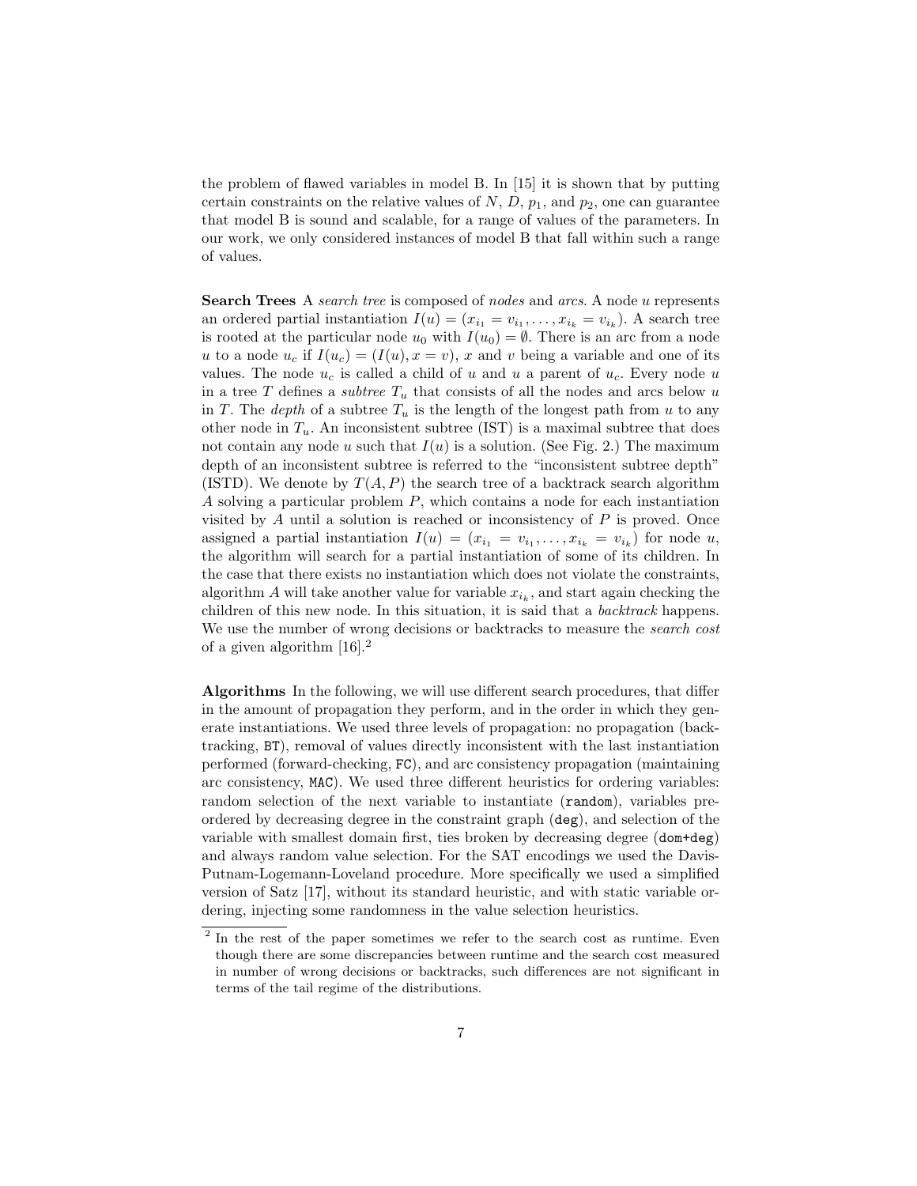the problem of flawed variables in model B. In [15] it is shown that by putting certain constraints on the relative values of $N$, $D$, $p_1$, and $p_2$, one can guarantee that model B is sound and scalable, for a range of values of the parameters. In our work, we only considered instances of model B that fall within such a range of values.

**Search Trees** A *search tree* is composed of *nodes* and *arcs*. A node $u$ represents an ordered partial instantiation $I(u) = (x_{i_1} = v_{i_1}, \ldots, x_{i_k} = v_{i_k})$. A search tree is rooted at the particular node $u_0$ with $I(u_0) = \emptyset$. There is an arc from a node $u$ to a node $u_c$ if $I(u_c) = (I(u), x = v)$, $x$ and $v$ being a variable and one of its values. The node $u_c$ is called a child of $u$ and $u$ a parent of $u_c$. Every node $u$ in a tree $T$ defines a *subtree* $T_u$ that consists of all the nodes and arcs below $u$ in $T$. The *depth* of a subtree $T_u$ is the length of the longest path from $u$ to any other node in $T_u$. An inconsistent subtree (IST) is a maximal subtree that does not contain any node $u$ such that $I(u)$ is a solution. (See Fig. 2.) The maximum depth of an inconsistent subtree is referred to the "inconsistent subtree depth" (ISTD). We denote by $T(A, P)$ the search tree of a backtrack search algorithm $A$ solving a particular problem $P$, which contains a node for each instantiation visited by $A$ until a solution is reached or inconsistency of $P$ is proved. Once assigned a partial instantiation $I(u) = (x_{i_1} = v_{i_1}, \ldots, x_{i_k} = v_{i_k})$ for node $u$, the algorithm will search for a partial instantiation of some of its children. In the case that there exists no instantiation which does not violate the constraints, algorithm $A$ will take another value for variable $x_{i_k}$, and start again checking the children of this new node. In this situation, it is said that a *backtrack* happens. We use the number of wrong decisions or backtracks to measure the *search cost* of a given algorithm [16].[2]

**Algorithms** In the following, we will use different search procedures, that differ in the amount of propagation they perform, and in the order in which they generate instantiations. We used three levels of propagation: no propagation (backtracking, `BT`), removal of values directly inconsistent with the last instantiation performed (forward-checking, `FC`), and arc consistency propagation (maintaining arc consistency, `MAC`). We used three different heuristics for ordering variables: random selection of the next variable to instantiate (`random`), variables preordered by decreasing degree in the constraint graph (`deg`), and selection of the variable with smallest domain first, ties broken by decreasing degree (`dom+deg`) and always random value selection. For the SAT encodings we used the Davis-Putnam-Logemann-Loveland procedure. More specifically we used a simplified version of Satz [17], without its standard heuristic, and with static variable ordering, injecting some randomness in the value selection heuristics.

[2] In the rest of the paper sometimes we refer to the search cost as runtime. Even though there are some discrepancies between runtime and the search cost measured in number of wrong decisions or backtracks, such differences are not significant in terms of the tail regime of the distributions.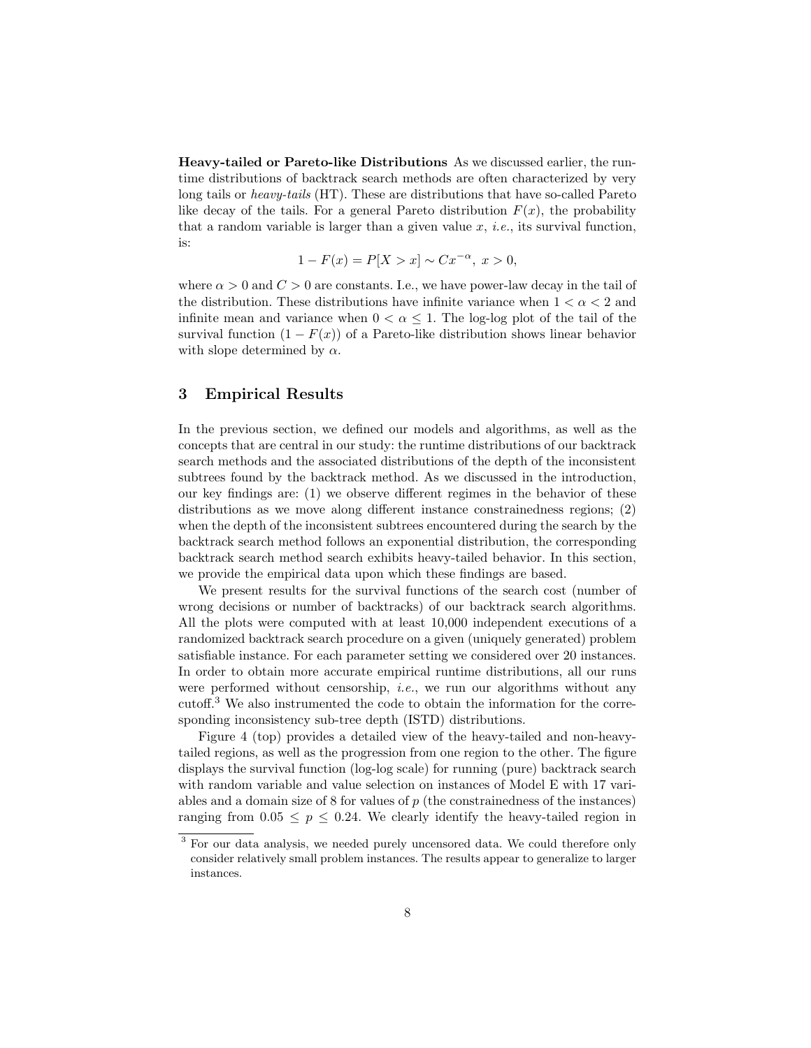**Heavy-tailed or Pareto-like Distributions** As we discussed earlier, the runtime distributions of backtrack search methods are often characterized by very long tails or *heavy-tails* (HT). These are distributions that have so-called Pareto like decay of the tails. For a general Pareto distribution $F(x)$, the probability that a random variable is larger than a given value $x$, *i.e.*, its survival function, is:

$$1 - F(x) = P[X > x] \sim Cx^{-\alpha},\ x > 0,$$

where $\alpha > 0$ and $C > 0$ are constants. I.e., we have power-law decay in the tail of the distribution. These distributions have infinite variance when $1 < \alpha < 2$ and infinite mean and variance when $0 < \alpha \leq 1$. The log-log plot of the tail of the survival function $(1 - F(x))$ of a Pareto-like distribution shows linear behavior with slope determined by $\alpha$.

## 3 Empirical Results

In the previous section, we defined our models and algorithms, as well as the concepts that are central in our study: the runtime distributions of our backtrack search methods and the associated distributions of the depth of the inconsistent subtrees found by the backtrack method. As we discussed in the introduction, our key findings are: (1) we observe different regimes in the behavior of these distributions as we move along different instance constrainedness regions; (2) when the depth of the inconsistent subtrees encountered during the search by the backtrack search method follows an exponential distribution, the corresponding backtrack search method search exhibits heavy-tailed behavior. In this section, we provide the empirical data upon which these findings are based.

We present results for the survival functions of the search cost (number of wrong decisions or number of backtracks) of our backtrack search algorithms. All the plots were computed with at least 10,000 independent executions of a randomized backtrack search procedure on a given (uniquely generated) problem satisfiable instance. For each parameter setting we considered over 20 instances. In order to obtain more accurate empirical runtime distributions, all our runs were performed without censorship, *i.e.*, we run our algorithms without any cutoff.[3] We also instrumented the code to obtain the information for the corresponding inconsistency sub-tree depth (ISTD) distributions.

Figure 4 (top) provides a detailed view of the heavy-tailed and non-heavy-tailed regions, as well as the progression from one region to the other. The figure displays the survival function (log-log scale) for running (pure) backtrack search with random variable and value selection on instances of Model E with 17 variables and a domain size of 8 for values of $p$ (the constrainedness of the instances) ranging from $0.05 \leq p \leq 0.24$. We clearly identify the heavy-tailed region in

[3] For our data analysis, we needed purely uncensored data. We could therefore only consider relatively small problem instances. The results appear to generalize to larger instances.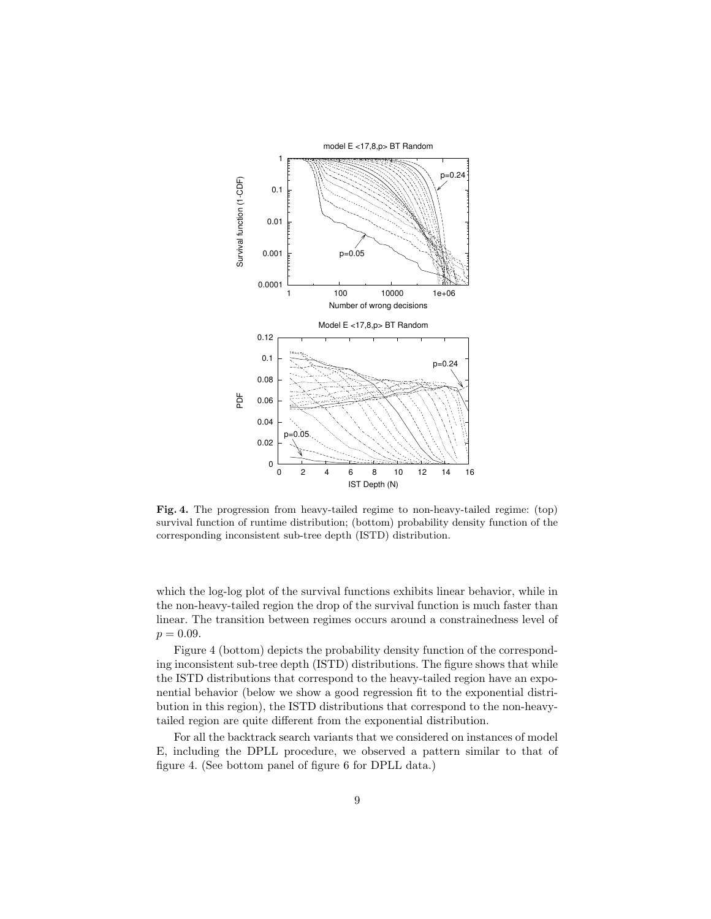**Fig. 4.** The progression from heavy-tailed regime to non-heavy-tailed regime: (top) survival function of runtime distribution; (bottom) probability density function of the corresponding inconsistent sub-tree depth (ISTD) distribution.

which the log-log plot of the survival functions exhibits linear behavior, while in the non-heavy-tailed region the drop of the survival function is much faster than linear. The transition between regimes occurs around a constrainedness level of $p = 0.09$.

Figure 4 (bottom) depicts the probability density function of the corresponding inconsistent sub-tree depth (ISTD) distributions. The figure shows that while the ISTD distributions that correspond to the heavy-tailed region have an exponential behavior (below we show a good regression fit to the exponential distribution in this region), the ISTD distributions that correspond to the non-heavy-tailed region are quite different from the exponential distribution.

For all the backtrack search variants that we considered on instances of model E, including the DPLL procedure, we observed a pattern similar to that of figure 4. (See bottom panel of figure 6 for DPLL data.)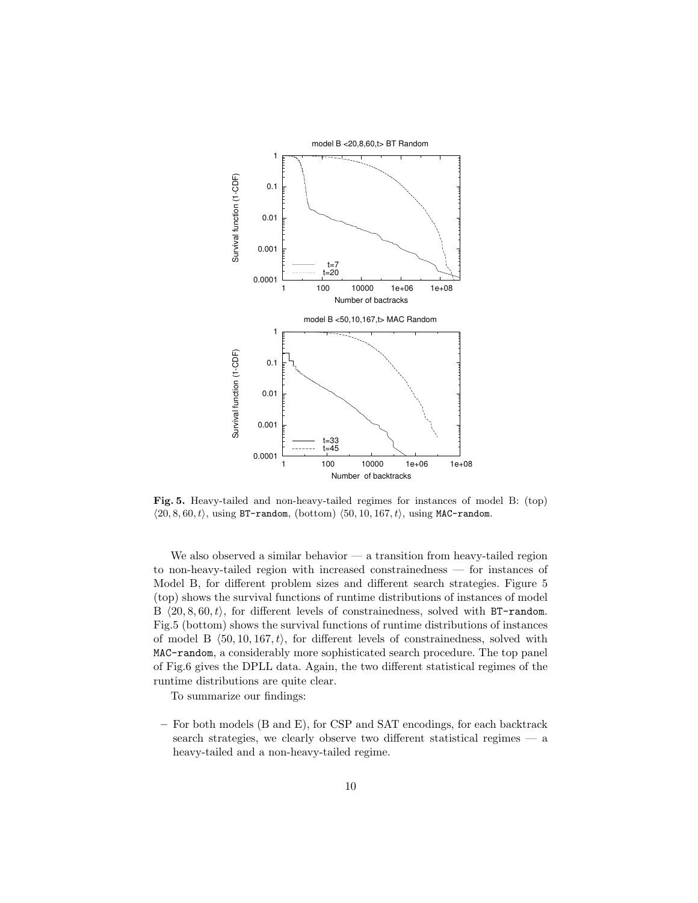**Fig. 5.** Heavy-tailed and non-heavy-tailed regimes for instances of model B: (top) $\langle 20, 8, 60, t \rangle$, using `BT-random`, (bottom) $\langle 50, 10, 167, t \rangle$, using `MAC-random`.

We also observed a similar behavior — a transition from heavy-tailed region to non-heavy-tailed region with increased constrainedness — for instances of Model B, for different problem sizes and different search strategies. Figure 5 (top) shows the survival functions of runtime distributions of instances of model B $\langle 20, 8, 60, t \rangle$, for different levels of constrainedness, solved with `BT-random`. Fig.5 (bottom) shows the survival functions of runtime distributions of instances of model B $\langle 50, 10, 167, t \rangle$, for different levels of constrainedness, solved with `MAC-random`, a considerably more sophisticated search procedure. The top panel of Fig.6 gives the DPLL data. Again, the two different statistical regimes of the runtime distributions are quite clear.

To summarize our findings:

- For both models (B and E), for CSP and SAT encodings, for each backtrack search strategies, we clearly observe two different statistical regimes — a heavy-tailed and a non-heavy-tailed regime.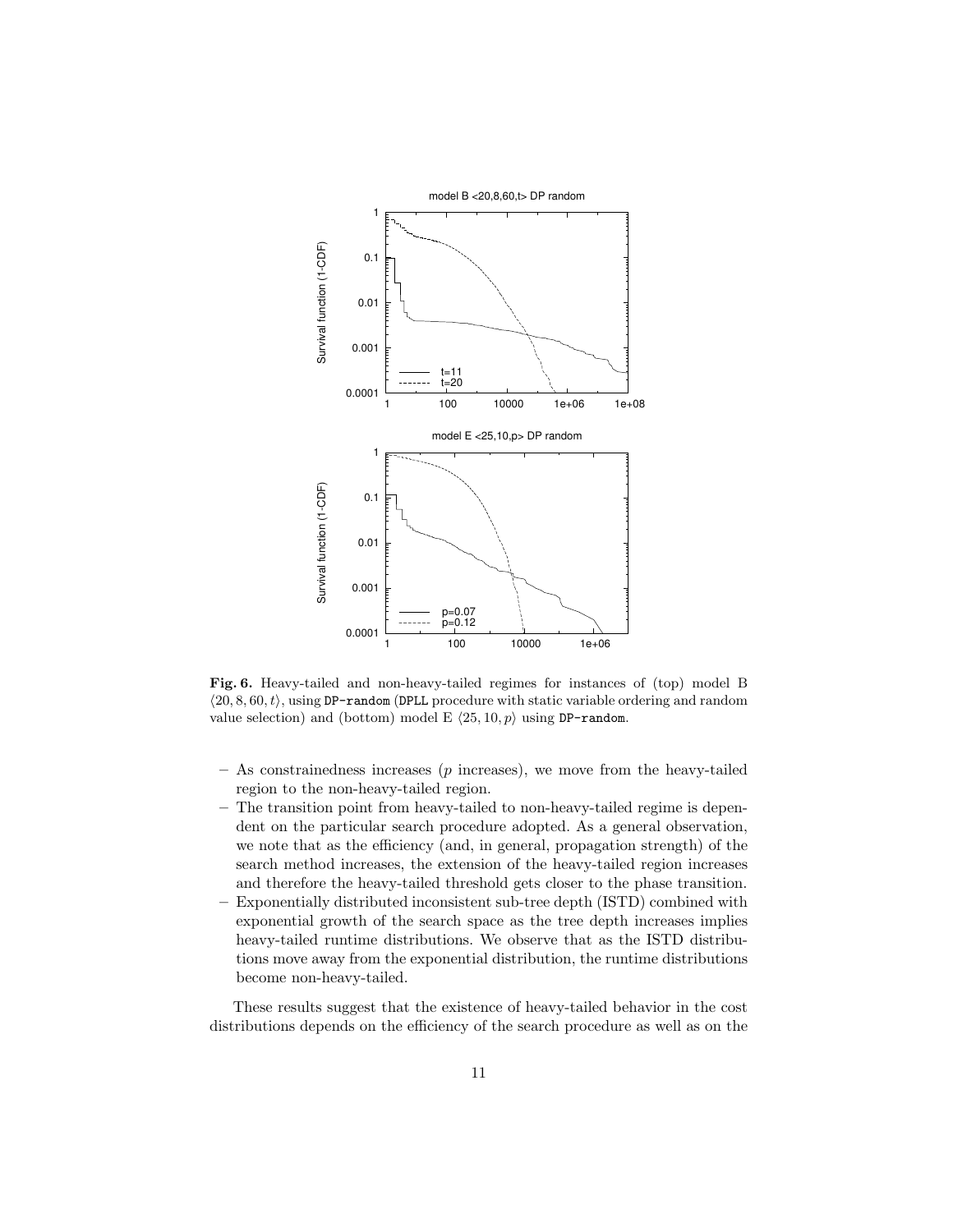**Fig. 6.** Heavy-tailed and non-heavy-tailed regimes for instances of (top) model B $\langle 20, 8, 60, t\rangle$, using `DP-random` (DPLL procedure with static variable ordering and random value selection) and (bottom) model E $\langle 25, 10, p\rangle$ using `DP-random`.

- As constrainedness increases ($p$ increases), we move from the heavy-tailed region to the non-heavy-tailed region.
- The transition point from heavy-tailed to non-heavy-tailed regime is dependent on the particular search procedure adopted. As a general observation, we note that as the efficiency (and, in general, propagation strength) of the search method increases, the extension of the heavy-tailed region increases and therefore the heavy-tailed threshold gets closer to the phase transition.
- Exponentially distributed inconsistent sub-tree depth (ISTD) combined with exponential growth of the search space as the tree depth increases implies heavy-tailed runtime distributions. We observe that as the ISTD distributions move away from the exponential distribution, the runtime distributions become non-heavy-tailed.

These results suggest that the existence of heavy-tailed behavior in the cost distributions depends on the efficiency of the search procedure as well as on the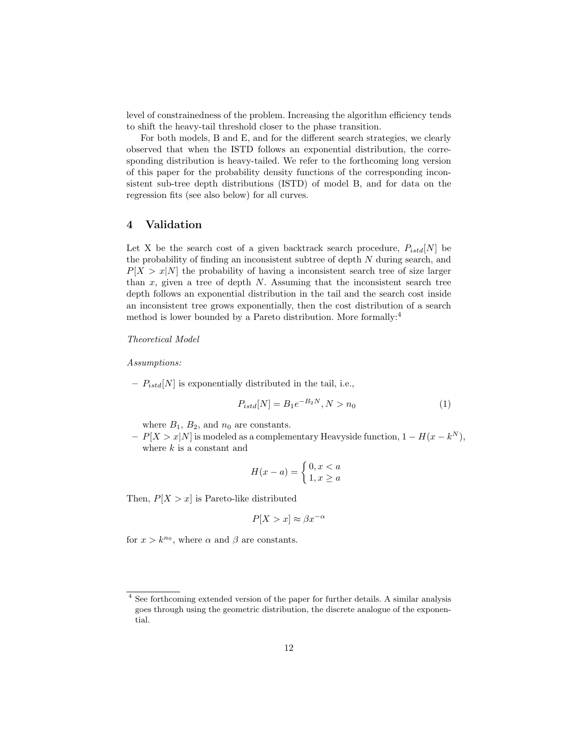level of constrainedness of the problem. Increasing the algorithm efficiency tends to shift the heavy-tail threshold closer to the phase transition.

For both models, B and E, and for the different search strategies, we clearly observed that when the ISTD follows an exponential distribution, the corresponding distribution is heavy-tailed. We refer to the forthcoming long version of this paper for the probability density functions of the corresponding inconsistent sub-tree depth distributions (ISTD) of model B, and for data on the regression fits (see also below) for all curves.

## 4 Validation

Let X be the search cost of a given backtrack search procedure, $P_{istd}[N]$ be the probability of finding an inconsistent subtree of depth $N$ during search, and $P[X > x|N]$ the probability of having a inconsistent search tree of size larger than $x$, given a tree of depth $N$. Assuming that the inconsistent search tree depth follows an exponential distribution in the tail and the search cost inside an inconsistent tree grows exponentially, then the cost distribution of a search method is lower bounded by a Pareto distribution. More formally:[4]

*Theoretical Model*

*Assumptions:*

- $P_{istd}[N]$ is exponentially distributed in the tail, i.e.,

$$P_{istd}[N] = B_1 e^{-B_2 N}, N > n_0 \tag{1}$$

  where $B_1$, $B_2$, and $n_0$ are constants.
- $P[X > x|N]$ is modeled as a complementary Heavyside function, $1 - H(x - k^N)$, where $k$ is a constant and

$$H(x-a) = \begin{cases} 0, x < a \\ 1, x \geq a \end{cases}$$

Then, $P[X > x]$ is Pareto-like distributed

$$P[X > x] \approx \beta x^{-\alpha}$$

for $x > k^{n_0}$, where $\alpha$ and $\beta$ are constants.

[4] See forthcoming extended version of the paper for further details. A similar analysis goes through using the geometric distribution, the discrete analogue of the exponential.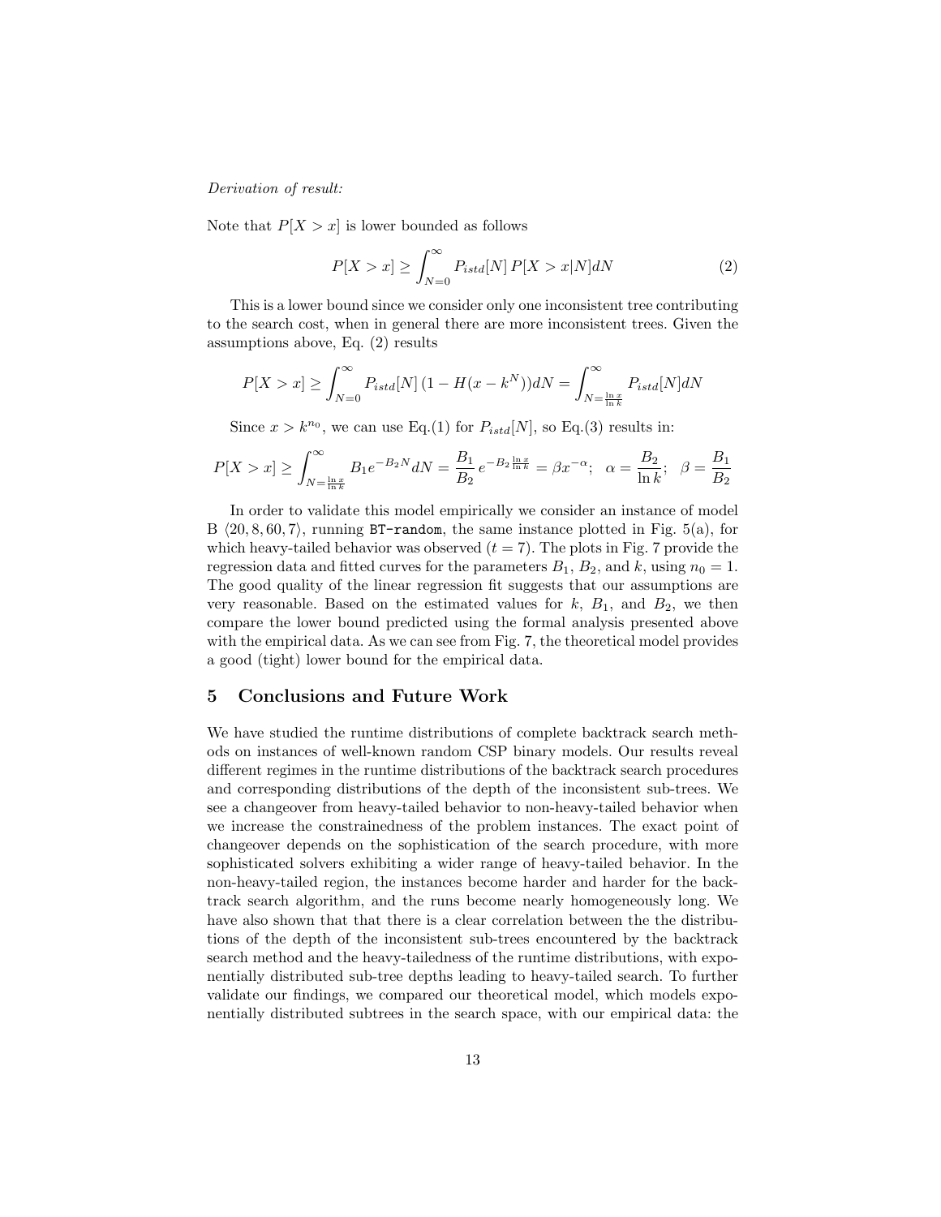*Derivation of result:*

Note that $P[X > x]$ is lower bounded as follows

$$P[X > x] \geq \int_{N=0}^{\infty} P_{istd}[N] \, P[X > x|N] dN \tag{2}$$

This is a lower bound since we consider only one inconsistent tree contributing to the search cost, when in general there are more inconsistent trees. Given the assumptions above, Eq. (2) results

$$P[X > x] \geq \int_{N=0}^{\infty} P_{istd}[N] \, (1 - H(x - k^N)) dN = \int_{N=\frac{\ln x}{\ln k}}^{\infty} P_{istd}[N] dN$$

Since $x > k^{n_0}$, we can use Eq.(1) for $P_{istd}[N]$, so Eq.(3) results in:

$$P[X > x] \geq \int_{N=\frac{\ln x}{\ln k}}^{\infty} B_1 e^{-B_2 N} dN = \frac{B_1}{B_2} e^{-B_2 \frac{\ln x}{\ln k}} = \beta x^{-\alpha}; \;\; \alpha = \frac{B_2}{\ln k}; \;\; \beta = \frac{B_1}{B_2}$$

In order to validate this model empirically we consider an instance of model B $\langle 20, 8, 60, 7 \rangle$, running `BT-random`, the same instance plotted in Fig. 5(a), for which heavy-tailed behavior was observed ($t = 7$). The plots in Fig. 7 provide the regression data and fitted curves for the parameters $B_1$, $B_2$, and $k$, using $n_0 = 1$. The good quality of the linear regression fit suggests that our assumptions are very reasonable. Based on the estimated values for $k$, $B_1$, and $B_2$, we then compare the lower bound predicted using the formal analysis presented above with the empirical data. As we can see from Fig. 7, the theoretical model provides a good (tight) lower bound for the empirical data.

## 5 Conclusions and Future Work

We have studied the runtime distributions of complete backtrack search methods on instances of well-known random CSP binary models. Our results reveal different regimes in the runtime distributions of the backtrack search procedures and corresponding distributions of the depth of the inconsistent sub-trees. We see a changeover from heavy-tailed behavior to non-heavy-tailed behavior when we increase the constrainedness of the problem instances. The exact point of changeover depends on the sophistication of the search procedure, with more sophisticated solvers exhibiting a wider range of heavy-tailed behavior. In the non-heavy-tailed region, the instances become harder and harder for the backtrack search algorithm, and the runs become nearly homogeneously long. We have also shown that that there is a clear correlation between the the distributions of the depth of the inconsistent sub-trees encountered by the backtrack search method and the heavy-tailedness of the runtime distributions, with exponentially distributed sub-tree depths leading to heavy-tailed search. To further validate our findings, we compared our theoretical model, which models exponentially distributed subtrees in the search space, with our empirical data: the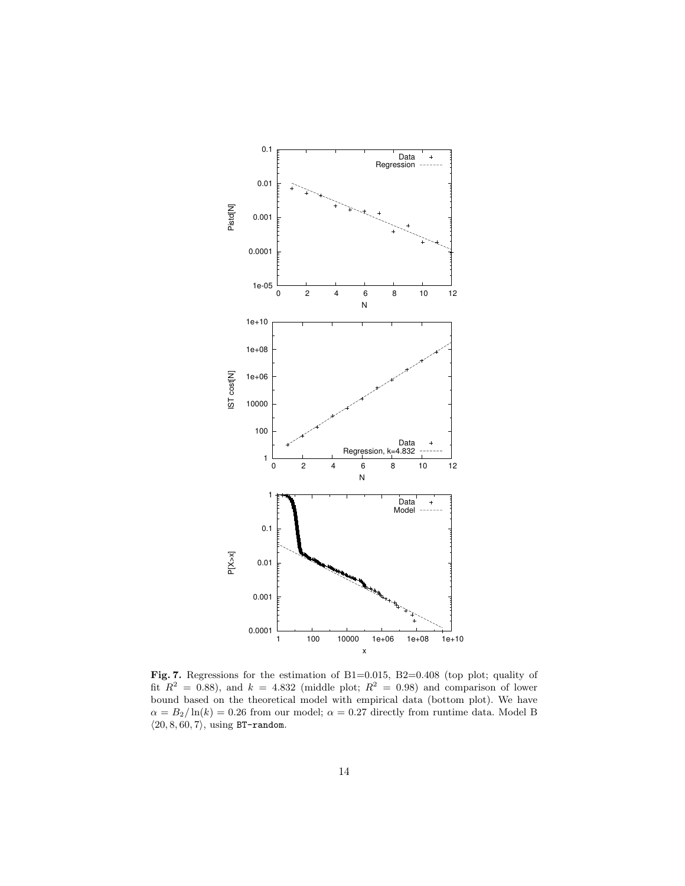**Fig. 7.** Regressions for the estimation of B1=0.015, B2=0.408 (top plot; quality of fit $R^2 = 0.88$), and $k = 4.832$ (middle plot; $R^2 = 0.98$) and comparison of lower bound based on the theoretical model with empirical data (bottom plot). We have $\alpha = B_2/\ln(k) = 0.26$ from our model; $\alpha = 0.27$ directly from runtime data. Model B $\langle 20, 8, 60, 7 \rangle$, using `BT-random`.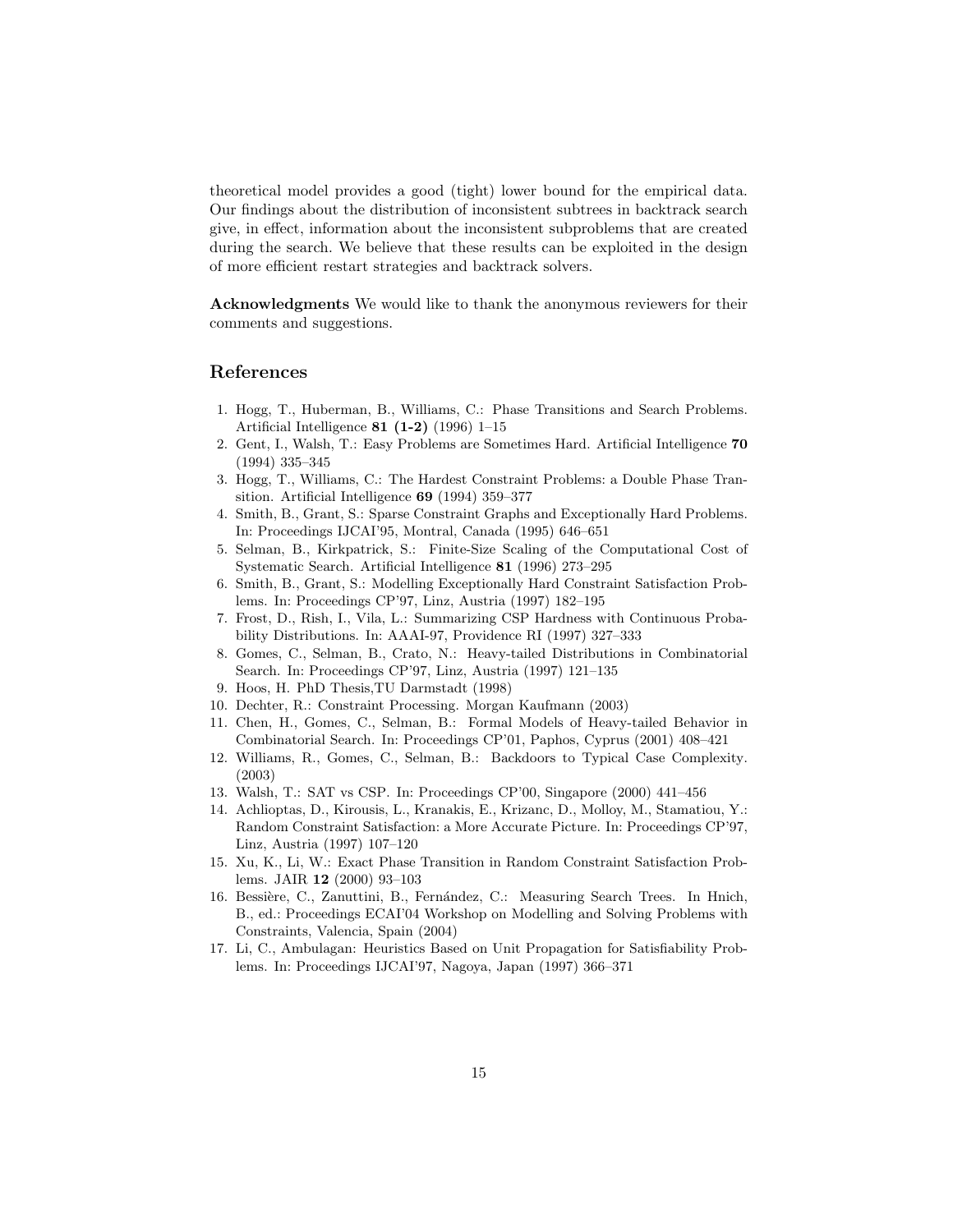theoretical model provides a good (tight) lower bound for the empirical data. Our findings about the distribution of inconsistent subtrees in backtrack search give, in effect, information about the inconsistent subproblems that are created during the search. We believe that these results can be exploited in the design of more efficient restart strategies and backtrack solvers.

**Acknowledgments** We would like to thank the anonymous reviewers for their comments and suggestions.

## References

1. Hogg, T., Huberman, B., Williams, C.: Phase Transitions and Search Problems. Artificial Intelligence **81 (1-2)** (1996) 1–15
2. Gent, I., Walsh, T.: Easy Problems are Sometimes Hard. Artificial Intelligence **70** (1994) 335–345
3. Hogg, T., Williams, C.: The Hardest Constraint Problems: a Double Phase Transition. Artificial Intelligence **69** (1994) 359–377
4. Smith, B., Grant, S.: Sparse Constraint Graphs and Exceptionally Hard Problems. In: Proceedings IJCAI'95, Montral, Canada (1995) 646–651
5. Selman, B., Kirkpatrick, S.: Finite-Size Scaling of the Computational Cost of Systematic Search. Artificial Intelligence **81** (1996) 273–295
6. Smith, B., Grant, S.: Modelling Exceptionally Hard Constraint Satisfaction Problems. In: Proceedings CP'97, Linz, Austria (1997) 182–195
7. Frost, D., Rish, I., Vila, L.: Summarizing CSP Hardness with Continuous Probability Distributions. In: AAAI-97, Providence RI (1997) 327–333
8. Gomes, C., Selman, B., Crato, N.: Heavy-tailed Distributions in Combinatorial Search. In: Proceedings CP'97, Linz, Austria (1997) 121–135
9. Hoos, H. PhD Thesis,TU Darmstadt (1998)
10. Dechter, R.: Constraint Processing. Morgan Kaufmann (2003)
11. Chen, H., Gomes, C., Selman, B.: Formal Models of Heavy-tailed Behavior in Combinatorial Search. In: Proceedings CP'01, Paphos, Cyprus (2001) 408–421
12. Williams, R., Gomes, C., Selman, B.: Backdoors to Typical Case Complexity. (2003)
13. Walsh, T.: SAT vs CSP. In: Proceedings CP'00, Singapore (2000) 441–456
14. Achlioptas, D., Kirousis, L., Kranakis, E., Krizanc, D., Molloy, M., Stamatiou, Y.: Random Constraint Satisfaction: a More Accurate Picture. In: Proceedings CP'97, Linz, Austria (1997) 107–120
15. Xu, K., Li, W.: Exact Phase Transition in Random Constraint Satisfaction Problems. JAIR **12** (2000) 93–103
16. Bessière, C., Zanuttini, B., Fernández, C.: Measuring Search Trees. In Hnich, B., ed.: Proceedings ECAI'04 Workshop on Modelling and Solving Problems with Constraints, Valencia, Spain (2004)
17. Li, C., Ambulagan: Heuristics Based on Unit Propagation for Satisfiability Problems. In: Proceedings IJCAI'97, Nagoya, Japan (1997) 366–371